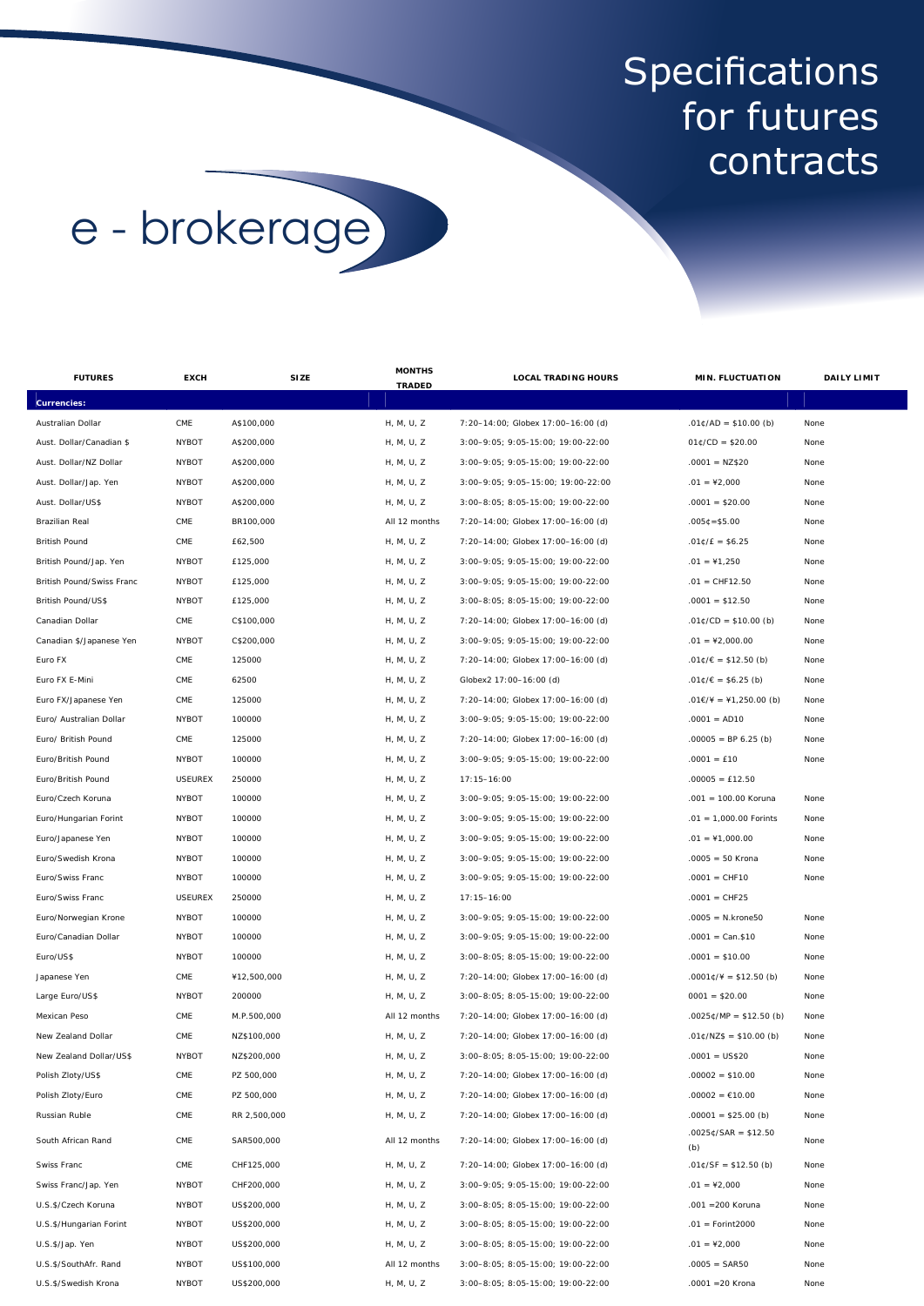# Specifications for futures contracts

e - brokerage

| FUTURES | EXCH | SIZE | MONTHS TRADED | LOCAL TRADING HOURS | MIN. FLUCTUATION | DAILY LIMIT |
|---|---|---|---|---|---|---|
| **Currencies:** | | | | | | |
| Australian Dollar | CME | A$100,000 | H, M, U, Z | 7:20–14:00; Globex 17:00–16:00 (d) | .01¢/AD = $10.00 (b) | None |
| Aust. Dollar/Canadian $ | NYBOT | A$200,000 | H, M, U, Z | 3:00–9:05; 9:05-15:00; 19:00-22:00 | 01¢/CD = $20.00 | None |
| Aust. Dollar/NZ Dollar | NYBOT | A$200,000 | H, M, U, Z | 3:00–9:05; 9:05-15:00; 19:00-22:00 | .0001 = NZ$20 | None |
| Aust. Dollar/Jap. Yen | NYBOT | A$200,000 | H, M, U, Z | 3:00–9:05; 9:05–15:00; 19:00-22:00 | .01 = ¥2,000 | None |
| Aust. Dollar/US$ | NYBOT | A$200,000 | H, M, U, Z | 3:00–8:05; 8:05-15:00; 19:00-22:00 | .0001 = $20.00 | None |
| Brazilian Real | CME | BR100,000 | All 12 months | 7:20–14:00; Globex 17:00–16:00 (d) | .005¢=$5.00 | None |
| British Pound | CME | £62,500 | H, M, U, Z | 7:20–14:00; Globex 17:00–16:00 (d) | .01¢/£ = $6.25 | None |
| British Pound/Jap. Yen | NYBOT | £125,000 | H, M, U, Z | 3:00–9:05; 9:05-15:00; 19:00-22:00 | .01 = ¥1,250 | None |
| British Pound/Swiss Franc | NYBOT | £125,000 | H, M, U, Z | 3:00–9:05; 9:05-15:00; 19:00-22:00 | .01 = CHF12.50 | None |
| British Pound/US$ | NYBOT | £125,000 | H, M, U, Z | 3:00–8:05; 8:05-15:00; 19:00-22:00 | .0001 = $12.50 | None |
| Canadian Dollar | CME | C$100,000 | H, M, U, Z | 7:20–14:00; Globex 17:00–16:00 (d) | .01¢/CD = $10.00 (b) | None |
| Canadian $/Japanese Yen | NYBOT | C$200,000 | H, M, U, Z | 3:00–9:05; 9:05-15:00; 19:00-22:00 | .01 = ¥2,000.00 | None |
| Euro FX | CME | 125000 | H, M, U, Z | 7:20–14:00; Globex 17:00–16:00 (d) | .01¢/€ = $12.50 (b) | None |
| Euro FX E-Mini | CME | 62500 | H, M, U, Z | Globex2 17:00–16:00 (d) | .01¢/€ = $6.25 (b) | None |
| Euro FX/Japanese Yen | CME | 125000 | H, M, U, Z | 7:20–14:00; Globex 17:00–16:00 (d) | .01€/¥ = ¥1,250.00 (b) | None |
| Euro/ Australian Dollar | NYBOT | 100000 | H, M, U, Z | 3:00–9:05; 9:05-15:00; 19:00-22:00 | .0001 = AD10 | None |
| Euro/ British Pound | CME | 125000 | H, M, U, Z | 7:20–14:00; Globex 17:00–16:00 (d) | .00005 = BP 6.25 (b) | None |
| Euro/British Pound | NYBOT | 100000 | H, M, U, Z | 3:00–9:05; 9:05-15:00; 19:00-22:00 | .0001 = £10 | None |
| Euro/British Pound | USEUREX | 250000 | H, M, U, Z | 17:15–16:00 | .00005 = £12.50 | |
| Euro/Czech Koruna | NYBOT | 100000 | H, M, U, Z | 3:00–9:05; 9:05-15:00; 19:00-22:00 | .001 = 100.00 Koruna | None |
| Euro/Hungarian Forint | NYBOT | 100000 | H, M, U, Z | 3:00–9:05; 9:05-15:00; 19:00-22:00 | .01 = 1,000.00 Forints | None |
| Euro/Japanese Yen | NYBOT | 100000 | H, M, U, Z | 3:00–9:05; 9:05-15:00; 19:00-22:00 | .01 = ¥1,000.00 | None |
| Euro/Swedish Krona | NYBOT | 100000 | H, M, U, Z | 3:00–9:05; 9:05-15:00; 19:00-22:00 | .0005 = 50 Krona | None |
| Euro/Swiss Franc | NYBOT | 100000 | H, M, U, Z | 3:00–9:05; 9:05-15:00; 19:00-22:00 | .0001 = CHF10 | None |
| Euro/Swiss Franc | USEUREX | 250000 | H, M, U, Z | 17:15–16:00 | .0001 = CHF25 | |
| Euro/Norwegian Krone | NYBOT | 100000 | H, M, U, Z | 3:00–9:05; 9:05-15:00; 19:00-22:00 | .0005 = N.krone50 | None |
| Euro/Canadian Dollar | NYBOT | 100000 | H, M, U, Z | 3:00–9:05; 9:05-15:00; 19:00-22:00 | .0001 = Can.$10 | None |
| Euro/US$ | NYBOT | 100000 | H, M, U, Z | 3:00–8:05; 8:05-15:00; 19:00-22:00 | .0001 = $10.00 | None |
| Japanese Yen | CME | ¥12,500,000 | H, M, U, Z | 7:20–14:00; Globex 17:00–16:00 (d) | .0001¢/¥ = $12.50 (b) | None |
| Large Euro/US$ | NYBOT | 200000 | H, M, U, Z | 3:00–8:05; 8:05-15:00; 19:00-22:00 | 0001 = $20.00 | None |
| Mexican Peso | CME | M.P.500,000 | All 12 months | 7:20–14:00; Globex 17:00–16:00 (d) | .0025¢/MP = $12.50 (b) | None |
| New Zealand Dollar | CME | NZ$100,000 | H, M, U, Z | 7:20–14:00; Globex 17:00–16:00 (d) | .01¢/NZ$ = $10.00 (b) | None |
| New Zealand Dollar/US$ | NYBOT | NZ$200,000 | H, M, U, Z | 3:00–8:05; 8:05-15:00; 19:00-22:00 | .0001 = US$20 | None |
| Polish Zloty/US$ | CME | PZ 500,000 | H, M, U, Z | 7:20–14:00; Globex 17:00–16:00 (d) | .00002 = $10.00 | None |
| Polish Zloty/Euro | CME | PZ 500,000 | H, M, U, Z | 7:20–14:00; Globex 17:00–16:00 (d) | .00002 = €10.00 | None |
| Russian Ruble | CME | RR 2,500,000 | H, M, U, Z | 7:20–14:00; Globex 17:00–16:00 (d) | .00001 = $25.00 (b) | None |
| South African Rand | CME | SAR500,000 | All 12 months | 7:20–14:00; Globex 17:00–16:00 (d) | .0025¢/SAR = $12.50 (b) | None |
| Swiss Franc | CME | CHF125,000 | H, M, U, Z | 7:20–14:00; Globex 17:00–16:00 (d) | .01¢/SF = $12.50 (b) | None |
| Swiss Franc/Jap. Yen | NYBOT | CHF200,000 | H, M, U, Z | 3:00–9:05; 9:05-15:00; 19:00-22:00 | .01 = ¥2,000 | None |
| U.S.$/Czech Koruna | NYBOT | US$200,000 | H, M, U, Z | 3:00–8:05; 8:05-15:00; 19:00-22:00 | .001 =200 Koruna | None |
| U.S.$/Hungarian Forint | NYBOT | US$200,000 | H, M, U, Z | 3:00–8:05; 8:05-15:00; 19:00-22:00 | .01 = Forint2000 | None |
| U.S.$/Jap. Yen | NYBOT | US$200,000 | H, M, U, Z | 3:00–8:05; 8:05-15:00; 19:00-22:00 | .01 = ¥2,000 | None |
| U.S.$/SouthAfr. Rand | NYBOT | US$100,000 | All 12 months | 3:00–8:05; 8:05-15:00; 19:00-22:00 | .0005 = SAR50 | None |
| U.S.$/Swedish Krona | NYBOT | US$200,000 | H, M, U, Z | 3:00–8:05; 8:05-15:00; 19:00-22:00 | .0001 =20 Krona | None |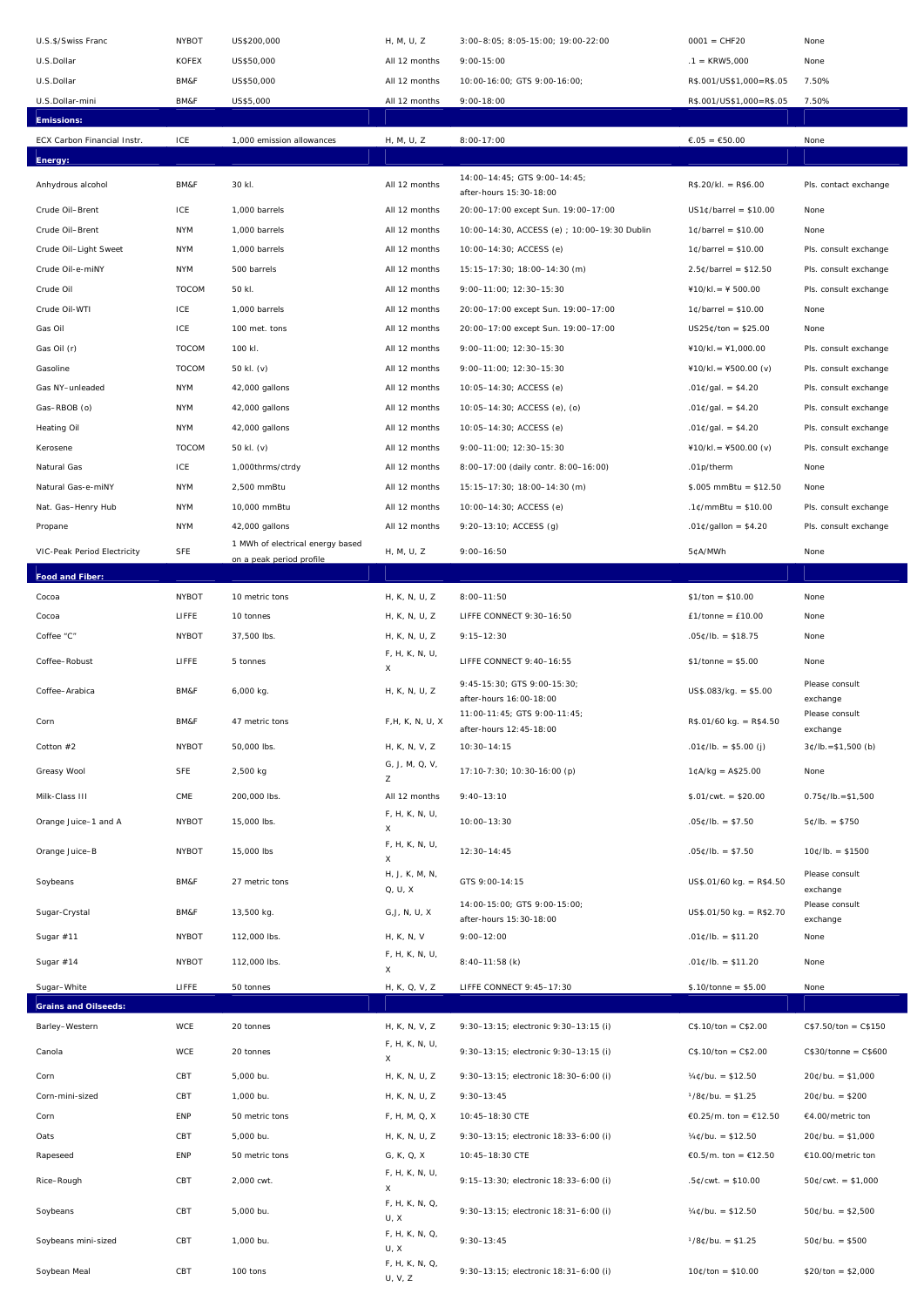| | | | | | | |
|---|---|---|---|---|---|---|
| U.S.$/Swiss Franc | NYBOT | US$200,000 | H, M, U, Z | 3:00–8:05; 8:05-15:00; 19:00-22:00 | 0001 = CHF20 | None |
| U.S.Dollar | KOFEX | US$50,000 | All 12 months | 9:00-15:00 | .1 = KRW5,000 | None |
| U.S.Dollar | BM&F | US$50,000 | All 12 months | 10:00-16:00; GTS 9:00-16:00; | R$.001/US$1,000=R$.05 | 7.50% |
| U.S.Dollar-mini | BM&F | US$5,000 | All 12 months | 9:00-18:00 | R$.001/US$1,000=R$.05 | 7.50% |
| **Emissions:** | | | | | | |
| ECX Carbon Financial Instr. | ICE | 1,000 emission allowances | H, M, U, Z | 8:00-17:00 | €.05 = €50.00 | None |
| **Energy:** | | | | | | |
| Anhydrous alcohol | BM&F | 30 kl. | All 12 months | 14:00–14:45; GTS 9:00–14:45; after-hours 15:30–18:00 | R$.20/kl. = R$6.00 | Pls. contact exchange |
| Crude Oil–Brent | ICE | 1,000 barrels | All 12 months | 20:00–17:00 except Sun. 19:00–17:00 | US1¢/barrel = $10.00 | None |
| Crude Oil–Brent | NYM | 1,000 barrels | All 12 months | 10:00–14:30, ACCESS (e) ; 10:00–19:30 Dublin | 1¢/barrel = $10.00 | None |
| Crude Oil–Light Sweet | NYM | 1,000 barrels | All 12 months | 10:00–14:30; ACCESS (e) | 1¢/barrel = $10.00 | Pls. consult exchange |
| Crude Oil-e-miNY | NYM | 500 barrels | All 12 months | 15:15–17:30; 18:00–14:30 (m) | 2.5¢/barrel = $12.50 | Pls. consult exchange |
| Crude Oil | TOCOM | 50 kl. | All 12 months | 9:00–11:00; 12:30–15:30 | ¥10/kl.= ¥ 500.00 | Pls. consult exchange |
| Crude Oil–WTI | ICE | 1,000 barrels | All 12 months | 20:00–17:00 except Sun. 19:00–17:00 | 1¢/barrel = $10.00 | None |
| Gas Oil | ICE | 100 met. tons | All 12 months | 20:00–17:00 except Sun. 19:00–17:00 | US25¢/ton = $25.00 | None |
| Gas Oil (r) | TOCOM | 100 kl. | All 12 months | 9:00–11:00; 12:30–15:30 | ¥10/kl.= ¥1,000.00 | Pls. consult exchange |
| Gasoline | TOCOM | 50 kl. (v) | All 12 months | 9:00–11:00; 12:30–15:30 | ¥10/kl.=¥500.00 (v) | Pls. consult exchange |
| Gas NY–unleaded | NYM | 42,000 gallons | All 12 months | 10:05–14:30; ACCESS (e) | .01¢/gal. = $4.20 | Pls. consult exchange |
| Gas–RBOB (o) | NYM | 42,000 gallons | All 12 months | 10:05–14:30; ACCESS (e), (o) | .01¢/gal. = $4.20 | Pls. consult exchange |
| Heating Oil | NYM | 42,000 gallons | All 12 months | 10:05–14:30; ACCESS (e) | .01¢/gal. = $4.20 | Pls. consult exchange |
| Kerosene | TOCOM | 50 kl. (v) | All 12 months | 9:00–11:00; 12:30–15:30 | ¥10/kl.=¥500.00 (v) | Pls. consult exchange |
| Natural Gas | ICE | 1,000thrms/ctrdy | All 12 months | 8:00–17:00 (daily contr. 8:00–16:00) | .01p/therm | None |
| Natural Gas-e-miNY | NYM | 2,500 mmBtu | All 12 months | 15:15–17:30; 18:00–14:30 (m) | $.005 mmBtu = $12.50 | None |
| Nat. Gas–Henry Hub | NYM | 10,000 mmBtu | All 12 months | 10:00–14:30; ACCESS (e) | .1¢/mmBtu = $10.00 | Pls. consult exchange |
| Propane | NYM | 42,000 gallons | All 12 months | 9:20–13:10; ACCESS (g) | .01¢/gallon = $4.20 | Pls. consult exchange |
| VIC-Peak Period Electricity | SFE | 1 MWh of electrical energy based on a peak period profile | H, M, U, Z | 9:00–16:50 | 5¢A/MWh | None |
| **Food and Fiber:** | | | | | | |
| Cocoa | NYBOT | 10 metric tons | H, K, N, U, Z | 8:00–11:50 | $1/ton = $10.00 | None |
| Cocoa | LIFFE | 10 tonnes | H, K, N, U, Z | LIFFE CONNECT 9:30–16:50 | £1/tonne = £10.00 | None |
| Coffee "C" | NYBOT | 37,500 lbs. | H, K, N, U, Z | 9:15–12:30 | .05¢/lb. = $18.75 | None |
| Coffee–Robust | LIFFE | 5 tonnes | F, H, K, N, U, X | LIFFE CONNECT 9:40–16:55 | $1/tonne = $5.00 | None |
| Coffee–Arabica | BM&F | 6,000 kg. | H, K, N, U, Z | 9:45-15:30; GTS 9:00-15:30; after-hours 16:00-18:00 | US$.083/kg. = $5.00 | Please consult exchange |
| Corn | BM&F | 47 metric tons | F,H, K, N, U, X | 11:00-11:45; GTS 9:00-11:45; after-hours 12:45-18:00 | R$.01/60 kg. = R$4.50 | Please consult exchange |
| Cotton #2 | NYBOT | 50,000 lbs. | H, K, N, V, Z | 10:30–14:15 | .01¢/lb. = $5.00 (j) | 3¢/lb.=$1,500 (b) |
| Greasy Wool | SFE | 2,500 kg | G, J, M, Q, V, Z | 17:10-7:30; 10:30-16:00 (p) | 1¢A/kg = A$25.00 | None |
| Milk-Class III | CME | 200,000 lbs. | All 12 months | 9:40–13:10 | $.01/cwt. = $20.00 | 0.75¢/lb.=$1,500 |
| Orange Juice–1 and A | NYBOT | 15,000 lbs. | F, H, K, N, U, X | 10:00–13:30 | .05¢/lb. = $7.50 | 5¢/lb. = $750 |
| Orange Juice–B | NYBOT | 15,000 lbs | F, H, K, N, U, X | 12:30–14:45 | .05¢/lb. = $7.50 | 10¢/lb. = $1500 |
| Soybeans | BM&F | 27 metric tons | H, J, K, M, N, Q, U, X | GTS 9:00-14:15 | US$.01/60 kg. = R$4.50 | Please consult exchange |
| Sugar-Crystal | BM&F | 13,500 kg. | G,J, N, U, X | 14:00-15:00; GTS 9:00-15:00; after-hours 15:30-18:00 | US$.01/50 kg. = R$2.70 | Please consult exchange |
| Sugar #11 | NYBOT | 112,000 lbs. | H, K, N, V | 9:00–12:00 | .01¢/lb. = $11.20 | None |
| Sugar #14 | NYBOT | 112,000 lbs. | F, H, K, N, U, X | 8:40–11:58 (k) | .01¢/lb. = $11.20 | None |
| Sugar–White | LIFFE | 50 tonnes | H, K, Q, V, Z | LIFFE CONNECT 9:45–17:30 | $.10/tonne = $5.00 | None |
| **Grains and Oilseeds:** | | | | | | |
| Barley–Western | WCE | 20 tonnes | H, K, N, V, Z | 9:30–13:15; electronic 9:30–13:15 (i) | C$.10/ton = C$2.00 | C$7.50/ton = C$150 |
| Canola | WCE | 20 tonnes | F, H, K, N, U, X | 9:30–13:15; electronic 9:30–13:15 (i) | C$.10/ton = C$2.00 | C$30/tonne = C$600 |
| Corn | CBT | 5,000 bu. | H, K, N, U, Z | 9:30–13:15; electronic 18:30–6:00 (i) | ¼¢/bu. = $12.50 | 20¢/bu. = $1,000 |
| Corn-mini-sized | CBT | 1,000 bu. | H, K, N, U, Z | 9:30–13:45 | ⅛¢/bu. = $1.25 | 20¢/bu. = $200 |
| Corn | ENP | 50 metric tons | F, H, M, Q, X | 10:45–18:30 CTE | €0.25/m. ton = €12.50 | €4.00/metric ton |
| Oats | CBT | 5,000 bu. | H, K, N, U, Z | 9:30–13:15; electronic 18:33–6:00 (i) | ¼¢/bu. = $12.50 | 20¢/bu. = $1,000 |
| Rapeseed | ENP | 50 metric tons | G, K, Q, X | 10:45–18:30 CTE | €0.5/m. ton = €12.50 | €10.00/metric ton |
| Rice–Rough | CBT | 2,000 cwt. | F, H, K, N, U, X | 9:15–13:30; electronic 18:33–6:00 (i) | .5¢/cwt. = $10.00 | 50¢/cwt. = $1,000 |
| Soybeans | CBT | 5,000 bu. | F, H, K, N, Q, U, X | 9:30–13:15; electronic 18:31–6:00 (i) | ¼¢/bu. = $12.50 | 50¢/bu. = $2,500 |
| Soybeans mini-sized | CBT | 1,000 bu. | F, H, K, N, Q, U, X | 9:30–13:45 | ⅛¢/bu. = $1.25 | 50¢/bu. = $500 |
| Soybean Meal | CBT | 100 tons | F, H, K, N, Q, U, V, Z | 9:30–13:15; electronic 18:31–6:00 (i) | 10¢/ton = $10.00 | $20/ton = $2,000 |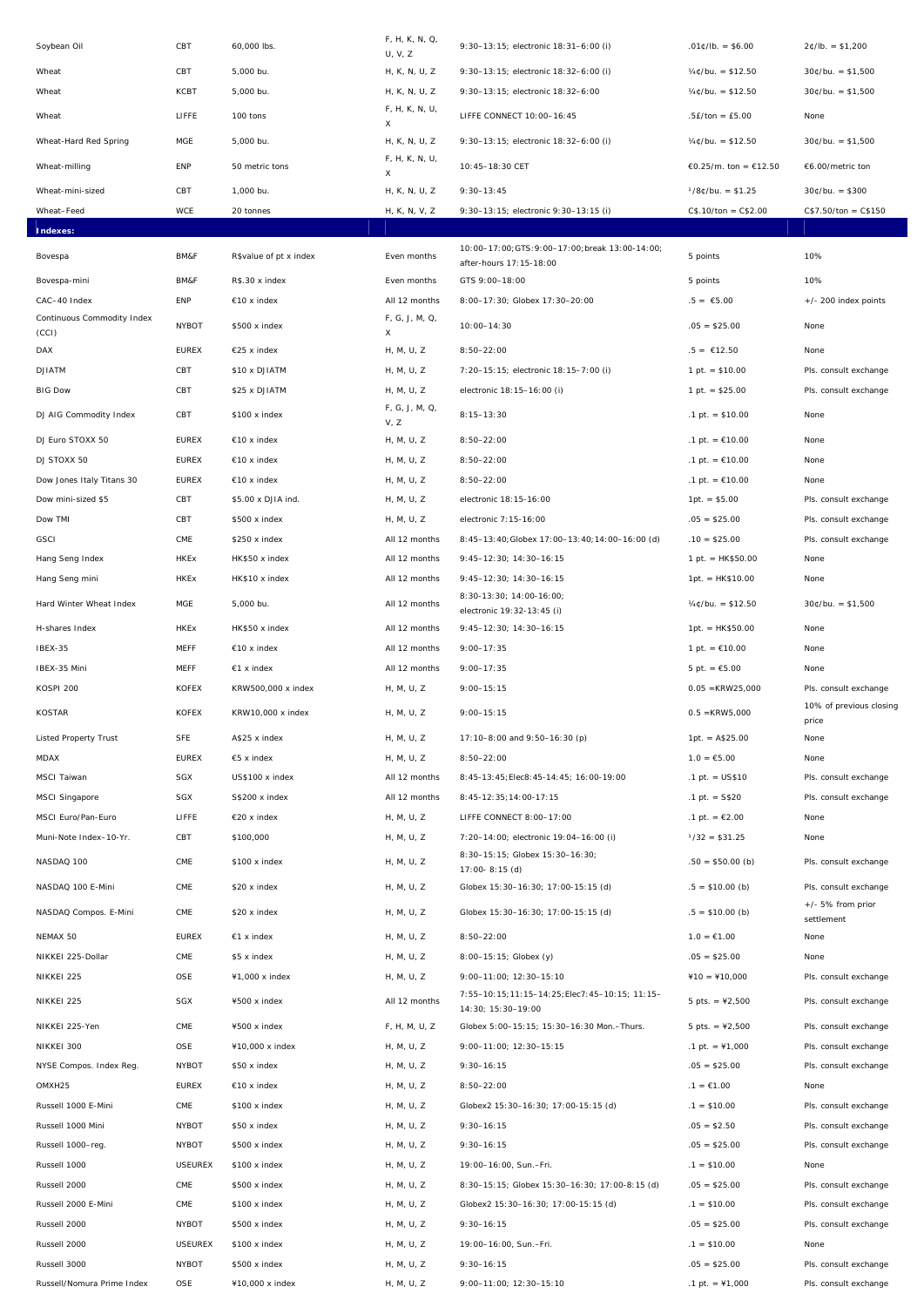| | | | | | | |
|---|---|---|---|---|---|---|
| Soybean Oil | CBT | 60,000 lbs. | F, H, K, N, Q, U, V, Z | 9:30–13:15; electronic 18:31–6:00 (i) | .01¢/lb. = $6.00 | 2¢/lb. = $1,200 |
| Wheat | CBT | 5,000 bu. | H, K, N, U, Z | 9:30–13:15; electronic 18:32–6:00 (i) | ¼¢/bu. = $12.50 | 30¢/bu. = $1,500 |
| Wheat | KCBT | 5,000 bu. | H, K, N, U, Z | 9:30–13:15; electronic 18:32–6:00 | ¼¢/bu. = $12.50 | 30¢/bu. = $1,500 |
| Wheat | LIFFE | 100 tons | F, H, K, N, U, X | LIFFE CONNECT 10:00–16:45 | .5£/ton = £5.00 | None |
| Wheat-Hard Red Spring | MGE | 5,000 bu. | H, K, N, U, Z | 9:30–13:15; electronic 18:32–6:00 (i) | ¼¢/bu. = $12.50 | 30¢/bu. = $1,500 |
| Wheat-milling | ENP | 50 metric tons | F, H, K, N, U, X | 10:45–18:30 CET | €0.25/m. ton = €12.50 | €6.00/metric ton |
| Wheat-mini-sized | CBT | 1,000 bu. | H, K, N, U, Z | 9:30–13:45 | ¹/8¢/bu. = $1.25 | 30¢/bu. = $300 |
| Wheat–Feed | WCE | 20 tonnes | H, K, N, V, Z | 9:30–13:15; electronic 9:30–13:15 (i) | C$.10/ton = C$2.00 | C$7.50/ton = C$150 |
| **Indexes:** | | | | | | |
| Bovespa | BM&F | R$value of pt x index | Even months | 10:00–17:00;GTS:9:00–17:00;break 13:00-14:00; after-hours 17:15-18:00 | 5 points | 10% |
| Bovespa-mini | BM&F | R$.30 x index | Even months | GTS 9:00–18:00 | 5 points | 10% |
| CAC–40 Index | ENP | €10 x index | All 12 months | 8:00–17:30; Globex 17:30–20:00 | .5 = €5.00 | +/- 200 index points |
| Continuous Commodity Index (CCI) | NYBOT | $500 x index | F, G, J, M, Q, X | 10:00–14:30 | .05 = $25.00 | None |
| DAX | EUREX | €25 x index | H, M, U, Z | 8:50–22:00 | .5 = €12.50 | None |
| DJIATM | CBT | $10 x DJIATM | H, M, U, Z | 7:20–15:15; electronic 18:15–7:00 (i) | 1 pt. = $10.00 | Pls. consult exchange |
| BIG Dow | CBT | $25 x DJIATM | H, M, U, Z | electronic 18:15–16:00 (i) | 1 pt. = $25.00 | Pls. consult exchange |
| DJ AIG Commodity Index | CBT | $100 x index | F, G, J, M, Q, V, Z | 8:15–13:30 | .1 pt. = $10.00 | None |
| DJ Euro STOXX 50 | EUREX | €10 x index | H, M, U, Z | 8:50–22:00 | .1 pt. = €10.00 | None |
| DJ STOXX 50 | EUREX | €10 x index | H, M, U, Z | 8:50–22:00 | .1 pt. = €10.00 | None |
| Dow Jones Italy Titans 30 | EUREX | €10 x index | H, M, U, Z | 8:50–22:00 | .1 pt. = €10.00 | None |
| Dow mini-sized $5 | CBT | $5.00 x DJIA ind. | H, M, U, Z | electronic 18:15–16:00 | 1pt. = $5.00 | Pls. consult exchange |
| Dow TMI | CBT | $500 x index | H, M, U, Z | electronic 7:15-16:00 | .05 = $25.00 | Pls. consult exchange |
| GSCI | CME | $250 x index | All 12 months | 8:45–13:40;Globex 17:00–13:40;14:00–16:00 (d) | .10 = $25.00 | Pls. consult exchange |
| Hang Seng Index | HKEx | HK$50 x index | All 12 months | 9:45–12:30; 14:30–16:15 | 1 pt. = HK$50.00 | None |
| Hang Seng mini | HKEx | HK$10 x index | All 12 months | 9:45–12:30; 14:30–16:15 | 1pt. = HK$10.00 | None |
| Hard Winter Wheat Index | MGE | 5,000 bu. | All 12 months | 8:30-13:30; 14:00-16:00; electronic 19:32-13:45 (i) | ¼¢/bu. = $12.50 | 30¢/bu. = $1,500 |
| H-shares Index | HKEx | HK$50 x index | All 12 months | 9:45–12:30; 14:30–16:15 | 1pt. = HK$50.00 | None |
| IBEX-35 | MEFF | €10 x index | All 12 months | 9:00–17:35 | 1 pt. = €10.00 | None |
| IBEX-35 Mini | MEFF | €1 x index | All 12 months | 9:00–17:35 | 5 pt. = €5.00 | None |
| KOSPI 200 | KOFEX | KRW500,000 x index | H, M, U, Z | 9:00–15:15 | 0.05 =KRW25,000 | Pls. consult exchange |
| KOSTAR | KOFEX | KRW10,000 x index | H, M, U, Z | 9:00–15:15 | 0.5 =KRW5,000 | 10% of previous closing price |
| Listed Property Trust | SFE | A$25 x index | H, M, U, Z | 17:10–8:00 and 9:50–16:30 (p) | 1pt. = A$25.00 | None |
| MDAX | EUREX | €5 x index | H, M, U, Z | 8:50–22:00 | 1.0 = €5.00 | None |
| MSCI Taiwan | SGX | US$100 x index | All 12 months | 8:45-13:45;Elec8:45-14:45; 16:00-19:00 | .1 pt. = US$10 | Pls. consult exchange |
| MSCI Singapore | SGX | S$200 x index | All 12 months | 8:45-12:35;14:00-17:15 | .1 pt. = S$20 | Pls. consult exchange |
| MSCI Euro/Pan-Euro | LIFFE | €20 x index | H, M, U, Z | LIFFE CONNECT 8:00–17:00 | .1 pt. = €2.00 | None |
| Muni-Note Index–10-Yr. | CBT | $100,000 | H, M, U, Z | 7:20–14:00; electronic 19:04–16:00 (i) | ¹/32 = $31.25 | None |
| NASDAQ 100 | CME | $100 x index | H, M, U, Z | 8:30–15:15; Globex 15:30–16:30; 17:00- 8:15 (d) | .50 = $50.00 (b) | Pls. consult exchange |
| NASDAQ 100 E-Mini | CME | $20 x index | H, M, U, Z | Globex 15:30–16:30; 17:00-15:15 (d) | .5 = $10.00 (b) | Pls. consult exchange |
| NASDAQ Compos. E-Mini | CME | $20 x index | H, M, U, Z | Globex 15:30–16:30; 17:00-15:15 (d) | .5 = $10.00 (b) | +/- 5% from prior settlement |
| NEMAX 50 | EUREX | €1 x index | H, M, U, Z | 8:50–22:00 | 1.0 = €1.00 | None |
| NIKKEI 225-Dollar | CME | $5 x index | H, M, U, Z | 8:00–15:15; Globex (y) | .05 = $25.00 | None |
| NIKKEI 225 | OSE | ¥1,000 x index | H, M, U, Z | 9:00–11:00; 12:30–15:10 | ¥10 = ¥10,000 | Pls. consult exchange |
| NIKKEI 225 | SGX | ¥500 x index | All 12 months | 7:55–10:15;11:15–14:25;Elec7:45–10:15; 11:15–14:30; 15:30–19:00 | 5 pts. = ¥2,500 | Pls. consult exchange |
| NIKKEI 225-Yen | CME | ¥500 x index | F, H, M, U, Z | Globex 5:00–15:15; 15:30–16:30 Mon.–Thurs. | 5 pts. = ¥2,500 | Pls. consult exchange |
| NIKKEI 300 | OSE | ¥10,000 x index | H, M, U, Z | 9:00–11:00; 12:30–15:15 | .1 pt. = ¥1,000 | Pls. consult exchange |
| NYSE Compos. Index Reg. | NYBOT | $50 x index | H, M, U, Z | 9:30–16:15 | .05 = $25.00 | Pls. consult exchange |
| OMXH25 | EUREX | €10 x index | H, M, U, Z | 8:50–22:00 | .1 = €1.00 | None |
| Russell 1000 E-Mini | CME | $100 x index | H, M, U, Z | Globex2 15:30–16:30; 17:00-15:15 (d) | .1 = $10.00 | Pls. consult exchange |
| Russell 1000 Mini | NYBOT | $50 x index | H, M, U, Z | 9:30–16:15 | .05 = $2.50 | Pls. consult exchange |
| Russell 1000–reg. | NYBOT | $500 x index | H, M, U, Z | 9:30–16:15 | .05 = $25.00 | Pls. consult exchange |
| Russell 1000 | USEUREX | $100 x index | H, M, U, Z | 19:00–16:00, Sun.–Fri. | .1 = $10.00 | None |
| Russell 2000 | CME | $500 x index | H, M, U, Z | 8:30–15:15; Globex 15:30–16:30; 17:00-8:15 (d) | .05 = $25.00 | Pls. consult exchange |
| Russell 2000 E-Mini | CME | $100 x index | H, M, U, Z | Globex2 15:30–16:30; 17:00-15:15 (d) | .1 = $10.00 | Pls. consult exchange |
| Russell 2000 | NYBOT | $500 x index | H, M, U, Z | 9:30–16:15 | .05 = $25.00 | Pls. consult exchange |
| Russell 2000 | USEUREX | $100 x index | H, M, U, Z | 19:00–16:00, Sun.–Fri. | .1 = $10.00 | None |
| Russell 3000 | NYBOT | $500 x index | H, M, U, Z | 9:30–16:15 | .05 = $25.00 | Pls. consult exchange |
| Russell/Nomura Prime Index | OSE | ¥10,000 x index | H, M, U, Z | 9:00–11:00; 12:30–15:10 | .1 pt. = ¥1,000 | Pls. consult exchange |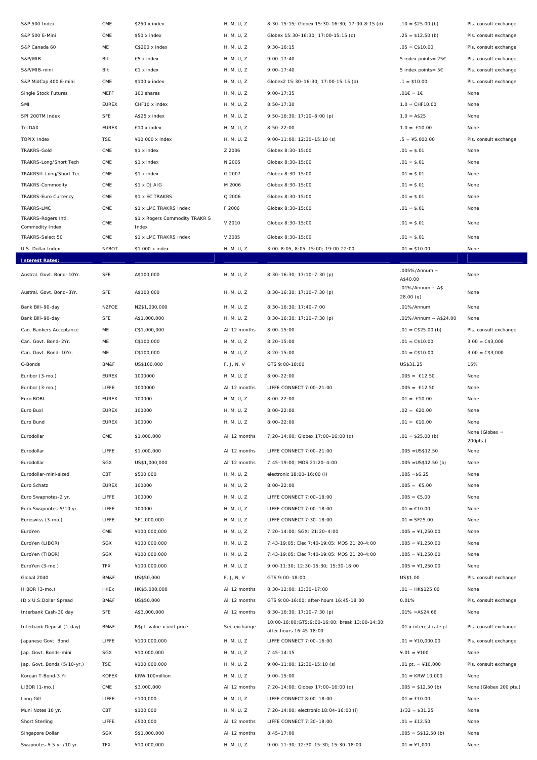| | | | | | | |
|---|---|---|---|---|---|---|
| S&P 500 Index | CME | $250 x index | H, M, U, Z | 8:30–15:15; Globex 15:30–16:30; 17:00-8:15 (d) | .10 = $25.00 (b) | Pls. consult exchange |
| S&P 500 E-Mini | CME | $50 x index | H, M, U, Z | Globex 15:30–16:30; 17:00-15:15 (d) | .25 = $12.50 (b) | Pls. consult exchange |
| S&P Canada 60 | ME | C$200 x index | H, M, U, Z | 9:30–16:15 | .05 = C$10.00 | Pls. consult exchange |
| S&P/MIB | BIt | €5 x index | H, M, U, Z | 9:00–17:40 | 5 index points= 25€ | Pls. consult exchange |
| S&P/MIB-mini | BIt | €1 x index | H, M, U, Z | 9:00–17:40 | 5 index points= 5€ | Pls. consult exchange |
| S&P MidCap 400 E-mini | CME | $100 x index | H, M, U, Z | Globex2 15:30–16:30; 17:00-15:15 (d) | .1 = $10.00 | Pls. consult exchange |
| Single Stock Futures | MEFF | 100 shares | H, M, U, Z | 9:00–17:35 | .01€ = 1€ | None |
| SMI | EUREX | CHF10 x index | H, M, U, Z | 8:50–17:30 | 1.0 = CHF10.00 | None |
| SPI 200TM Index | SFE | A$25 x index | H, M, U, Z | 9:50–16:30; 17:10–8:00 (p) | 1.0 = A$25 | None |
| TecDAX | EUREX | €10 x index | H, M, U, Z | 8:50–22:00 | 1.0 = €10.00 | None |
| TOPIX Index | TSE | ¥10,000 x index | H, M, U, Z | 9:00–11:00; 12:30–15:10 (s) | .5 = ¥5,000.00 | Pls. consult exchange |
| TRAKRS-Gold | CME | $1 x index | Z 2006 | Globex 8:30–15:00 | .01 = $.01 | None |
| TRAKRS-Long/Short Tech | CME | $1 x index | N 2005 | Globex 8:30–15:00 | .01 = $.01 | None |
| TRAKRSII-Long/Short Tec | CME | $1 x index | G 2007 | Globex 8:30–15:00 | .01 = $.01 | None |
| TRAKRS-Commodity | CME | $1 x DJ AIG | M 2006 | Globex 8:30–15:00 | .01 = $.01 | None |
| TRAKRS-Euro Currency | CME | $1 x EC TRAKRS | Q 2006 | Globex 8:30–15:00 | .01 = $.01 | None |
| TRAKRS-LMC | CME | $1 x LMC TRAKRS Index | F 2006 | Globex 8:30–15:00 | .01 = $.01 | None |
| TRAKRS-Rogers Intl. Commodity Index | CME | $1 x Rogers Commodity TRAKR S Index | V 2010 | Globex 8:30–15:00 | .01 = $.01 | None |
| TRAKRS-Select 50 | CME | $1 x LMC TRAKRS Index | V 2005 | Globex 8:30–15:00 | .01 = $.01 | None |
| U.S. Dollar Index | NYBOT | $1,000 x index | H, M, U, Z | 3:00–8:05, 8:05–15:00; 19:00-22:00 | .01 = $10.00 | None |
| **Interest Rates:** | | | | | | |
| Austral. Govt. Bond–10Yr. | SFE | A$100,000 | H, M, U, Z | 8:30–16:30; 17:10–7:30 (p) | .005%/Annum ~ A$40.00 | None |
| Austral. Govt. Bond–3Yr. | SFE | A$100,000 | H, M, U, Z | 8:30–16:30; 17:10–7:30 (p) | .01%/Annum ~ A$ 28.00 (q) | None |
| Bank Bill–90-day | NZFOE | NZ$1,000,000 | H, M, U, Z | 8:30–16:30; 17:40–7:00 | .01%/Annum | None |
| Bank Bill–90-day | SFE | A$1,000,000 | H, M, U, Z | 8:30–16:30; 17:10–7:30 (p) | .01%/Annum ~ A$24.00 | None |
| Can. Bankers Acceptance | ME | C$1,000,000 | All 12 months | 8:00–15:00 | .01 = C$25.00 (b) | Pls. consult exchange |
| Can. Govt. Bond–2Yr. | ME | C$100,000 | H, M, U, Z | 8:20–15:00 | .01 = C$10.00 | 3.00 = C$3,000 |
| Can. Govt. Bond–10Yr. | ME | C$100,000 | H, M, U, Z | 8:20–15:00 | .01 = C$10.00 | 3.00 = C$3,000 |
| C-Bonds | BM&F | US$100,000 | F, J, N, V | GTS 9:00–18:00 | US$31.25 | 15% |
| Euribor (3-mo.) | EUREX | 1000000 | H, M, U, Z | 8:00–22:00 | .005 = €12.50 | None |
| Euribor (3-mo.) | LIFFE | 1000000 | All 12 months | LIFFE CONNECT 7:00–21:00 | .005 = €12.50 | None |
| Euro BOBL | EUREX | 100000 | H, M, U, Z | 8:00–22:00 | .01 = €10.00 | None |
| Euro Buxl | EUREX | 100000 | H, M, U, Z | 8:00–22:00 | .02 = €20.00 | None |
| Euro Bund | EUREX | 100000 | H, M, U, Z | 8:00–22:00 | .01 = €10.00 | None |
| Eurodollar | CME | $1,000,000 | All 12 months | 7:20–14:00; Globex 17:00–16:00 (d) | .01 = $25.00 (b) | None (Globex = 200pts.) |
| Eurodollar | LIFFE | $1,000,000 | All 12 months | LIFFE CONNECT 7:00–21:00 | .005 =US$12.50 | None |
| Eurodollar | SGX | US$1,000,000 | All 12 months | 7:45–19:00; MOS 21:20–4:00 | .005 =US$12.50 (b) | None |
| Eurodollar-mini-sized | CBT | $500,000 | H, M, U, Z | electronic 18:00–16:00 (i) | .005 =$6.25 | None |
| Euro Schatz | EUREX | 100000 | H, M, U, Z | 8:00–22:00 | .005 = €5.00 | None |
| Euro Swapnotes-2 yr. | LIFFE | 100000 | H, M, U, Z | LIFFE CONNECT 7:00–18:00 | .005 = €5.00 | None |
| Euro Swapnotes-5/10 yr. | LIFFE | 100000 | H, M, U, Z | LIFFE CONNECT 7:00–18:00 | .01 = €10.00 | None |
| Euroswiss (3-mo.) | LIFFE | SF1,000,000 | H, M, U, Z | LIFFE CONNECT 7:30–18:00 | .01 = SF25.00 | None |
| EuroYen | CME | ¥100,000,000 | H, M, U, Z | 7:20–14:00; SGX: 21:20–4:00 | .005 = ¥1,250.00 | None |
| EuroYen (LIBOR) | SGX | ¥100,000,000 | H, M, U, Z | 7:43-19:05; Elec 7:40-19:05; MOS 21:20-4:00 | .005 = ¥1,250.00 | None |
| EuroYen (TIBOR) | SGX | ¥100,000,000 | H, M, U, Z | 7:43-19:05; Elec 7:40-19:05; MOS 21:20-4:00 | .005 = ¥1,250.00 | None |
| EuroYen (3-mo.) | TFX | ¥100,000,000 | H, M, U, Z | 9:00-11:30; 12:30-15:30; 15:30-18:00 | .005 = ¥1,250.00 | None |
| Global 2040 | BM&F | US$50,000 | F, J, N, V | GTS 9:00–18:00 | US$1.00 | Pls. consult exchange |
| HIBOR (3-mo.) | HKEx | HK$5,000,000 | All 12 months | 8:30–12:00; 13:30–17:00 | .01 = HK$125.00 | None |
| ID x U.S.Dollar Spread | BM&F | US$50,000 | All 12 months | GTS 9:00-16:00; after-hours 16:45-18:00 | 0.01% | Pls. consult exchange |
| Interbank Cash-30 day | SFE | A$3,000,000 | All 12 months | 8:30–16:30; 17:10–7:30 (p) | .01% =A$24.66 | None |
| Interbank Deposit (1-day) | BM&F | R$pt. value x unit price | See exchange | 10:00-16:00;GTS:9:00-16:00; break 13:00-14:30; after-hours 16:45-18:00 | .01 x interest rate pt. | Pls. consult exchange |
| Japanese Govt. Bond | LIFFE | ¥100,000,000 | H, M, U, Z | LIFFE CONNECT 7:00–16:00 | .01 = ¥10,000.00 | Pls. consult exchange |
| Jap. Govt. Bonds-mini | SGX | ¥10,000,000 | H, M, U, Z | 7:45–14:15 | ¥.01 = ¥100 | None |
| Jap. Govt. Bonds (5/10-yr.) | TSE | ¥100,000,000 | H, M, U, Z | 9:00–11:00; 12:30–15:10 (s) | .01 pt. = ¥10,000 | Pls. consult exchange |
| Korean T-Bond-3 Yr | KOFEX | KRW 100million | H, M, U, Z | 9:00–15:00 | .01 = KRW 10,000 | None |
| LIBOR (1-mo.) | CME | $3,000,000 | All 12 months | 7:20–14:00; Globex 17:00–16:00 (d) | .005 = $12.50 (b) | None (Globex 200 pts.) |
| Long Gilt | LIFFE | £100,000 | H, M, U, Z | LIFFE CONNECT 8:00–18:00 | .01 = £10.00 | None |
| Muni Notes 10 yr. | CBT | $100,000 | H, M, U, Z | 7:20–14:00; electronic 18:04–16:00 (i) | 1/32 = $31.25 | None |
| Short Sterling | LIFFE | £500,000 | All 12 months | LIFFE CONNECT 7:30–18:00 | .01 = £12.50 | None |
| Singapore Dollar | SGX | S$1,000,000 | All 12 months | 8:45–17:00 | .005 = S$12.50 (b) | None |
| Swapnotes-¥ 5 yr./10 yr. | TFX | ¥10,000,000 | H, M, U, Z | 9:00–11:30; 12:30–15:30; 15:30–18:00 | .01 = ¥1,000 | None |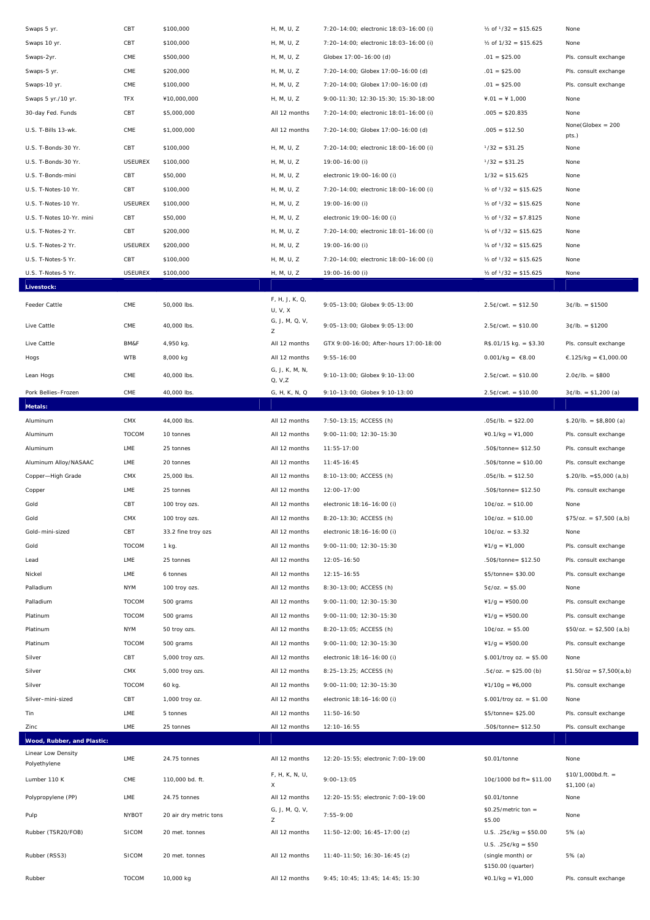| | | | | | | |
|---|---|---|---|---|---|---|
| Swaps 5 yr. | CBT | $100,000 | H, M, U, Z | 7:20–14:00; electronic 18:03–16:00 (i) | ½ of ¹/32 = $15.625 | None |
| Swaps 10 yr. | CBT | $100,000 | H, M, U, Z | 7:20–14:00; electronic 18:03–16:00 (i) | ½ of 1/32 = $15.625 | None |
| Swaps-2yr. | CME | $500,000 | H, M, U, Z | Globex 17:00–16:00 (d) | .01 = $25.00 | Pls. consult exchange |
| Swaps-5 yr. | CME | $200,000 | H, M, U, Z | 7:20–14:00; Globex 17:00–16:00 (d) | .01 = $25.00 | Pls. consult exchange |
| Swaps-10 yr. | CME | $100,000 | H, M, U, Z | 7:20–14:00; Globex 17:00–16:00 (d) | .01 = $25.00 | Pls. consult exchange |
| Swaps 5 yr./10 yr. | TFX | ¥10,000,000 | H, M, U, Z | 9:00-11:30; 12:30-15:30; 15:30-18:00 | ¥.01 = ¥ 1,000 | None |
| 30-day Fed. Funds | CBT | $5,000,000 | All 12 months | 7:20–14:00; electronic 18:01–16:00 (i) | .005 = $20.835 | None |
| U.S. T-Bills 13-wk. | CME | $1,000,000 | All 12 months | 7:20–14:00; Globex 17:00–16:00 (d) | .005 = $12.50 | None(Globex = 200 pts.) |
| U.S. T-Bonds-30 Yr. | CBT | $100,000 | H, M, U, Z | 7:20–14:00; electronic 18:00–16:00 (i) | ¹/32 = $31.25 | None |
| U.S. T-Bonds-30 Yr. | USEUREX | $100,000 | H, M, U, Z | 19:00–16:00 (i) | ¹/32 = $31.25 | None |
| U.S. T-Bonds-mini | CBT | $50,000 | H, M, U, Z | electronic 19:00–16:00 (i) | 1/32 = $15.625 | None |
| U.S. T-Notes-10 Yr. | CBT | $100,000 | H, M, U, Z | 7:20–14:00; electronic 18:00–16:00 (i) | ½ of ¹/32 = $15.625 | None |
| U.S. T-Notes-10 Yr. | USEUREX | $100,000 | H, M, U, Z | 19:00–16:00 (i) | ½ of ¹/32 = $15.625 | None |
| U.S. T-Notes 10-Yr. mini | CBT | $50,000 | H, M, U, Z | electronic 19:00–16:00 (i) | ½ of ¹/32 = $7.8125 | None |
| U.S. T-Notes-2 Yr. | CBT | $200,000 | H, M, U, Z | 7:20–14:00; electronic 18:01–16:00 (i) | ¼ of ¹/32 = $15.625 | None |
| U.S. T-Notes-2 Yr. | USEUREX | $200,000 | H, M, U, Z | 19:00–16:00 (i) | ¼ of ¹/32 = $15.625 | None |
| U.S. T-Notes-5 Yr. | CBT | $100,000 | H, M, U, Z | 7:20–14:00; electronic 18:00–16:00 (i) | ½ of ¹/32 = $15.625 | None |
| U.S. T-Notes-5 Yr. | USEUREX | $100,000 | H, M, U, Z | 19:00–16:00 (i) | ½ of ¹/32 = $15.625 | None |
| **Livestock:** | | | | | | |
| Feeder Cattle | CME | 50,000 lbs. | F, H, J, K, Q, U, V, X | 9:05–13:00; Globex 9:05-13:00 | 2.5¢/cwt. = $12.50 | 3¢/lb. = $1500 |
| Live Cattle | CME | 40,000 lbs. | G, J, M, Q, V, Z | 9:05–13:00; Globex 9:05-13:00 | 2.5¢/cwt. = $10.00 | 3¢/lb. = $1200 |
| Live Cattle | BM&F | 4,950 kg. | All 12 months | GTX 9:00-16:00; After-hours 17:00-18:00 | R$.01/15 kg. = $3.30 | Pls. consult exchange |
| Hogs | WTB | 8,000 kg | All 12 months | 9:55–16:00 | 0.001/kg = €8.00 | €.125/kg = €1,000.00 |
| Lean Hogs | CME | 40,000 lbs. | G, J, K, M, N, Q, V,Z | 9:10–13:00; Globex 9:10–13:00 | 2.5¢/cwt. = $10.00 | 2.0¢/lb. = $800 |
| Pork Bellies–Frozen | CME | 40,000 lbs. | G, H, K, N, Q | 9:10–13:00; Globex 9:10-13:00 | 2.5¢/cwt. = $10.00 | 3¢/lb. = $1,200 (a) |
| **Metals:** | | | | | | |
| Aluminum | CMX | 44,000 lbs. | All 12 months | 7:50–13:15; ACCESS (h) | .05¢/lb. = $22.00 | $.20/lb. = $8,800 (a) |
| Aluminum | TOCOM | 10 tonnes | All 12 months | 9:00–11:00; 12:30–15:30 | ¥0.1/kg = ¥1,000 | Pls. consult exchange |
| Aluminum | LME | 25 tonnes | All 12 months | 11:55-17:00 | .50$/tonne= $12.50 | Pls. consult exchange |
| Aluminum Alloy/NASAAC | LME | 20 tonnes | All 12 months | 11:45-16:45 | .50$/tonne = $10.00 | Pls. consult exchange |
| Copper—High Grade | CMX | 25,000 lbs. | All 12 months | 8:10–13:00; ACCESS (h) | .05¢/lb. = $12.50 | $.20/lb. =$5,000 (a,b) |
| Copper | LME | 25 tonnes | All 12 months | 12:00–17:00 | .50$/tonne= $12.50 | Pls. consult exchange |
| Gold | CBT | 100 troy ozs. | All 12 months | electronic 18:16–16:00 (i) | 10¢/oz. = $10.00 | None |
| Gold | CMX | 100 troy ozs. | All 12 months | 8:20–13:30; ACCESS (h) | 10¢/oz. = $10.00 | $75/oz. = $7,500 (a,b) |
| Gold–mini-sized | CBT | 33.2 fine troy ozs | All 12 months | electronic 18:16–16:00 (i) | 10¢/oz. = $3.32 | None |
| Gold | TOCOM | 1 kg. | All 12 months | 9:00–11:00; 12:30–15:30 | ¥1/g = ¥1,000 | Pls. consult exchange |
| Lead | LME | 25 tonnes | All 12 months | 12:05–16:50 | .50$/tonne= $12.50 | Pls. consult exchange |
| Nickel | LME | 6 tonnes | All 12 months | 12:15–16:55 | $5/tonne= $30.00 | Pls. consult exchange |
| Palladium | NYM | 100 troy ozs. | All 12 months | 8:30–13:00; ACCESS (h) | 5¢/oz. = $5.00 | None |
| Palladium | TOCOM | 500 grams | All 12 months | 9:00–11:00; 12:30–15:30 | ¥1/g = ¥500.00 | Pls. consult exchange |
| Platinum | TOCOM | 500 grams | All 12 months | 9:00–11:00; 12:30–15:30 | ¥1/g = ¥500.00 | Pls. consult exchange |
| Platinum | NYM | 50 troy ozs. | All 12 months | 8:20–13:05; ACCESS (h) | 10¢/oz. = $5.00 | $50/oz. = $2,500 (a,b) |
| Platinum | TOCOM | 500 grams | All 12 months | 9:00–11:00; 12:30–15:30 | ¥1/g = ¥500.00 | Pls. consult exchange |
| Silver | CBT | 5,000 troy ozs. | All 12 months | electronic 18:16–16:00 (i) | $.001/troy oz. = $5.00 | None |
| Silver | CMX | 5,000 troy ozs. | All 12 months | 8:25–13:25; ACCESS (h) | .5¢/oz. = $25.00 (b) | $1.50/oz = $7,500(a,b) |
| Silver | TOCOM | 60 kg. | All 12 months | 9:00–11:00; 12:30–15:30 | ¥1/10g = ¥6,000 | Pls. consult exchange |
| Silver–mini-sized | CBT | 1,000 troy oz. | All 12 months | electronic 18:16–16:00 (i) | $.001/troy oz. = $1.00 | None |
| Tin | LME | 5 tonnes | All 12 months | 11:50–16:50 | $5/tonne= $25.00 | Pls. consult exchange |
| Zinc | LME | 25 tonnes | All 12 months | 12:10–16:55 | .50$/tonne= $12.50 | Pls. consult exchange |
| **Wood, Rubber, and Plastic:** | | | | | | |
| Linear Low Density Polyethylene | LME | 24.75 tonnes | All 12 months | 12:20–15:55; electronic 7:00–19:00 | $0.01/tonne | None |
| Lumber 110 K | CME | 110,000 bd. ft. | F, H, K, N, U, X | 9:00–13:05 | 10¢/1000 bd ft= $11.00 | $10/1,000bd.ft. = $1,100 (a) |
| Polypropylene (PP) | LME | 24.75 tonnes | All 12 months | 12:20–15:55; electronic 7:00–19:00 | $0.01/tonne | None |
| Pulp | NYBOT | 20 air dry metric tons | G, J, M, Q, V, Z | 7:55–9:00 | $0.25/metric ton = $5.00 | None |
| Rubber (TSR20/FOB) | SICOM | 20 met. tonnes | All 12 months | 11:50–12:00; 16:45–17:00 (z) | U.S. .25¢/kg = $50.00 | 5% (a) |
| Rubber (RSS3) | SICOM | 20 met. tonnes | All 12 months | 11:40–11:50; 16:30–16:45 (z) | U.S. .25¢/kg = $50 (single month) or $150.00 (quarter) | 5% (a) |
| Rubber | TOCOM | 10,000 kg | All 12 months | 9:45; 10:45; 13:45; 14:45; 15:30 | ¥0.1/kg = ¥1,000 | Pls. consult exchange |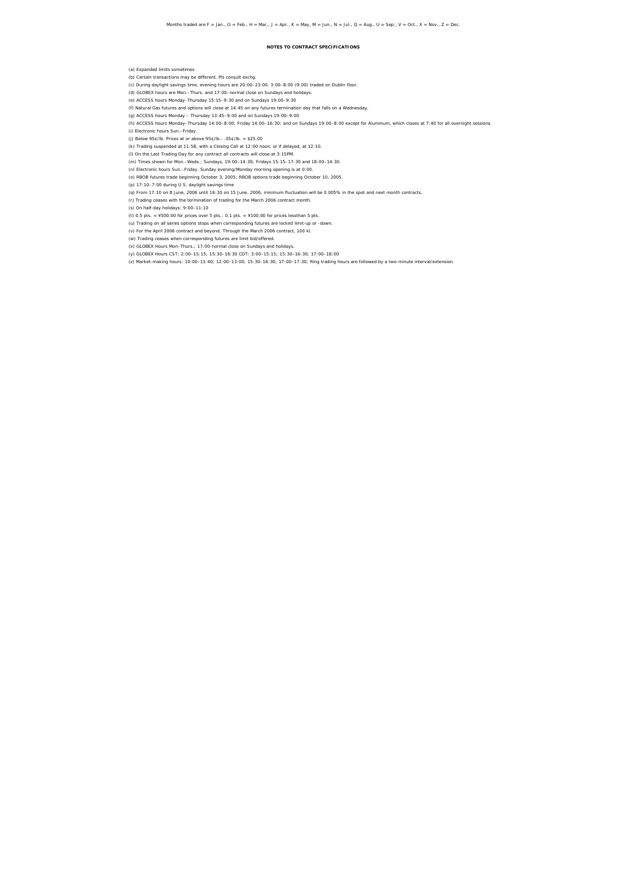Months traded are F = Jan., G = Feb., H = Mar., J = Apr., K = May, M = Jun., N = Jul., Q = Aug., U = Sep., V = Oct., X = Nov., Z = Dec.

## NOTES TO CONTRACT SPECIFICATIONS

(a) Expanded limits sometimes

(b) Certain transactions may be different. Pls consult exchg.

(c) During daylight savings time, evening hours are 20:00–23:00. 3:00–8:00 (9:00) traded on Dublin floor.

(d) GLOBEX hours are Mon.–Thurs. and 17:00–normal close on Sundays and holidays.

(e) ACCESS hours Monday–Thursday 15:15–9:30 and on Sundays 19:00–9:30

(f) Natural Gas futures and options will close at 14:45 on any futures termination day that falls on a Wednesday.

(g) ACCESS hours Monday – Thursday 13:45–9:00 and on Sundays 19:00–9:00

(h) ACCESS hours Monday–Thursday 14:00–8:00; Friday 14:00–16:30; and on Sundays 19:00–8:00 except for Aluminum, which closes at 7:40 for all overnight sessions.

(i) Electronic hours Sun.–Friday.

(j) Below 95¢/lb. Prices at or above 95¢/lb.: .05¢/lb. = $25.00

(k) Trading suspended at 11:58, with a Closing Call at 12:00 noon, or if delayed, at 12:10.

(l) On the Last Trading Day for any contract all contracts will close at 3:15PM.

(m) Times shown for Mon.–Weds.; Sundays, 19:00–14:30; Fridays 15:15–17:30 and 18:00–14:30.

(n) Electronic hours Sun.–Friday. Sunday evening/Monday morning opening is at 0:00.

(o) RBOB futures trade beginning October 3, 2005; RBOB options trade beginning October 10, 2005.

(p) 17:10–7:00 during U.S. daylight savings time

(q) From 17:10 on 8 June, 2006 until 16:30 on 15 June, 2006, minimum fluctuation will be 0.005% in the spot and next month contracts.

(r) Trading ceases with the termination of trading for the March 2006 contract month.

(s) On half-day holidays: 9:00–11:10

(t) 0.5 pts. = ¥500.00 for prices over 5 pts.; 0.1 pts. = ¥100.00 for prices lessthan 5 pts.

(u) Trading on all series options stops when corresponding futures are locked limit-up or -down.

(v) For the April 2006 contract and beyond. Through the March 2006 contract, 100 kl.

(w) Trading ceases when corresponding futures are limit bid/offered.

(x) GLOBEX Hours Mon–Thurs.; 17:00-normal close on Sundays and holidays.

(y) GLOBEX Hours CST: 2:00–15:15; 15:30–16:30 CDT: 3:00–15:15; 15:30–16:30; 17:00–18:00

(z) Market-making hours: 10:00–11:40; 12:00–13:00; 15:30–16:30; 17:00–17:30; Ring trading hours are followed by a two-minute interval/extension.